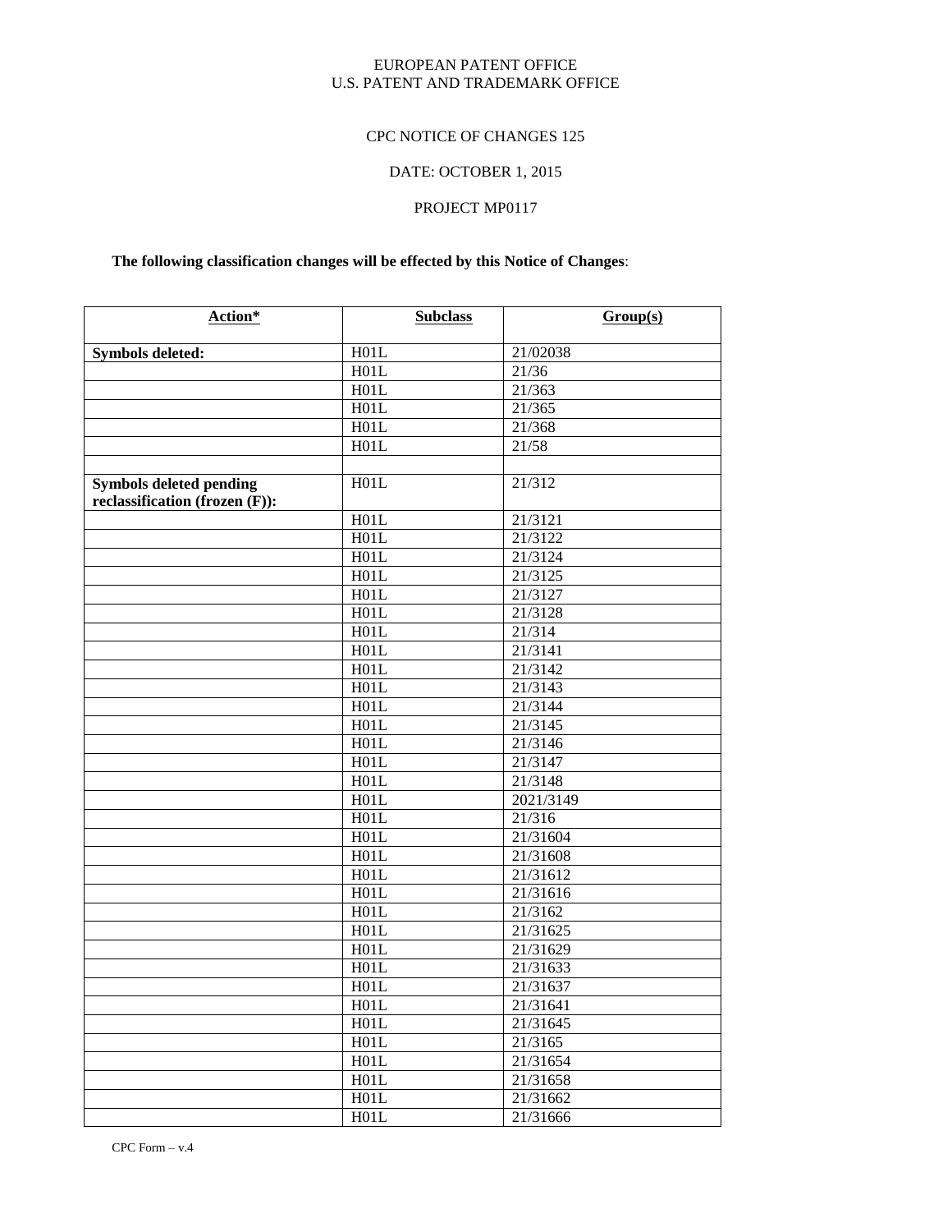EUROPEAN PATENT OFFICE
U.S. PATENT AND TRADEMARK OFFICE

CPC NOTICE OF CHANGES 125

DATE: OCTOBER 1, 2015

PROJECT MP0117

**The following classification changes will be effected by this Notice of Changes**:

| Action* | Subclass | Group(s) |
|---|---|---|
| **Symbols deleted:** | H01L | 21/02038 |
| | H01L | 21/36 |
| | H01L | 21/363 |
| | H01L | 21/365 |
| | H01L | 21/368 |
| | H01L | 21/58 |
| | | |
| **Symbols deleted pending reclassification (frozen (F)):** | H01L | 21/312 |
| | H01L | 21/3121 |
| | H01L | 21/3122 |
| | H01L | 21/3124 |
| | H01L | 21/3125 |
| | H01L | 21/3127 |
| | H01L | 21/3128 |
| | H01L | 21/314 |
| | H01L | 21/3141 |
| | H01L | 21/3142 |
| | H01L | 21/3143 |
| | H01L | 21/3144 |
| | H01L | 21/3145 |
| | H01L | 21/3146 |
| | H01L | 21/3147 |
| | H01L | 21/3148 |
| | H01L | 2021/3149 |
| | H01L | 21/316 |
| | H01L | 21/31604 |
| | H01L | 21/31608 |
| | H01L | 21/31612 |
| | H01L | 21/31616 |
| | H01L | 21/3162 |
| | H01L | 21/31625 |
| | H01L | 21/31629 |
| | H01L | 21/31633 |
| | H01L | 21/31637 |
| | H01L | 21/31641 |
| | H01L | 21/31645 |
| | H01L | 21/3165 |
| | H01L | 21/31654 |
| | H01L | 21/31658 |
| | H01L | 21/31662 |
| | H01L | 21/31666 |

CPC Form – v.4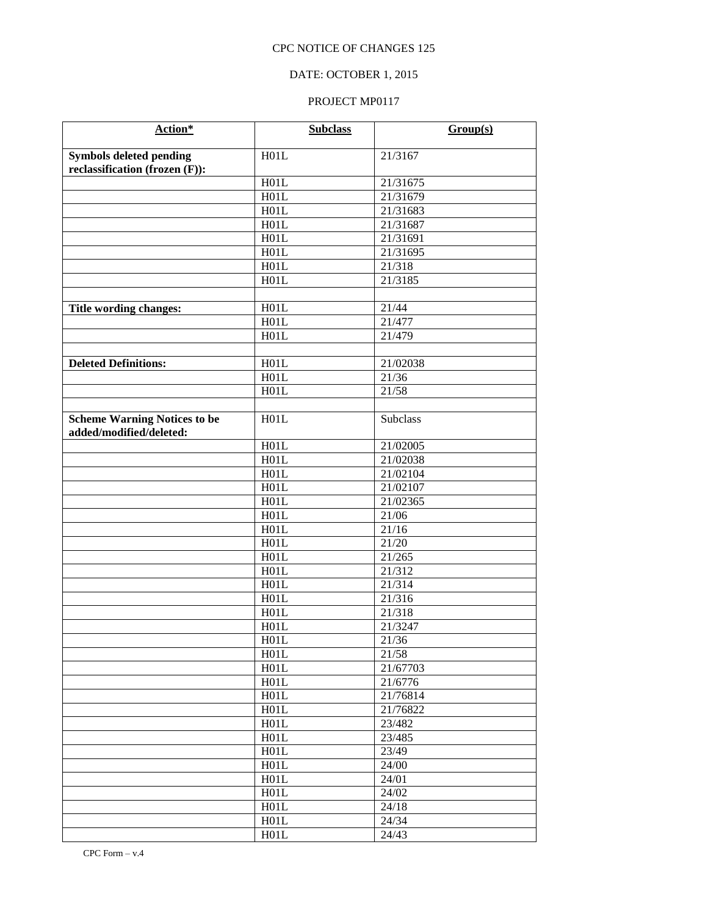CPC NOTICE OF CHANGES 125

DATE: OCTOBER 1, 2015

PROJECT MP0117

| Action* | Subclass | Group(s) |
|---|---|---|
| **Symbols deleted pending reclassification (frozen (F)):** | H01L | 21/3167 |
| | H01L | 21/31675 |
| | H01L | 21/31679 |
| | H01L | 21/31683 |
| | H01L | 21/31687 |
| | H01L | 21/31691 |
| | H01L | 21/31695 |
| | H01L | 21/318 |
| | H01L | 21/3185 |
| | | |
| **Title wording changes:** | H01L | 21/44 |
| | H01L | 21/477 |
| | H01L | 21/479 |
| | | |
| **Deleted Definitions:** | H01L | 21/02038 |
| | H01L | 21/36 |
| | H01L | 21/58 |
| | | |
| **Scheme Warning Notices to be added/modified/deleted:** | H01L | Subclass |
| | H01L | 21/02005 |
| | H01L | 21/02038 |
| | H01L | 21/02104 |
| | H01L | 21/02107 |
| | H01L | 21/02365 |
| | H01L | 21/06 |
| | H01L | 21/16 |
| | H01L | 21/20 |
| | H01L | 21/265 |
| | H01L | 21/312 |
| | H01L | 21/314 |
| | H01L | 21/316 |
| | H01L | 21/318 |
| | H01L | 21/3247 |
| | H01L | 21/36 |
| | H01L | 21/58 |
| | H01L | 21/67703 |
| | H01L | 21/6776 |
| | H01L | 21/76814 |
| | H01L | 21/76822 |
| | H01L | 23/482 |
| | H01L | 23/485 |
| | H01L | 23/49 |
| | H01L | 24/00 |
| | H01L | 24/01 |
| | H01L | 24/02 |
| | H01L | 24/18 |
| | H01L | 24/34 |
| | H01L | 24/43 |

CPC Form – v.4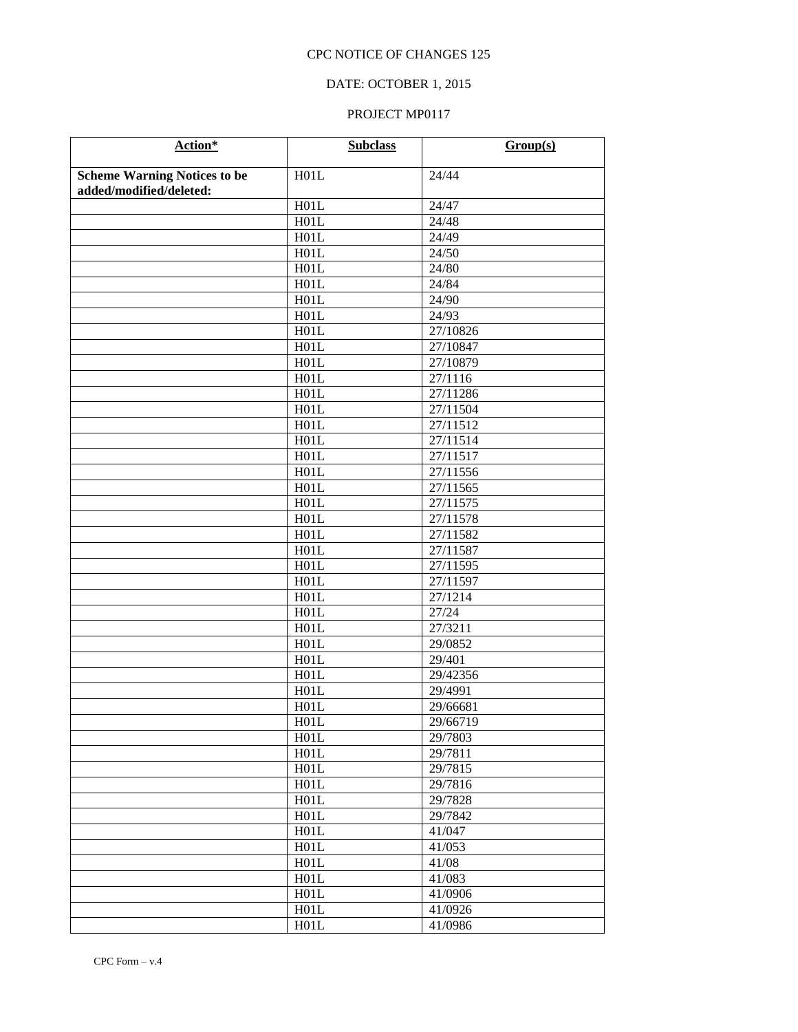CPC NOTICE OF CHANGES 125

DATE: OCTOBER 1, 2015

PROJECT MP0117

| Action* | Subclass | Group(s) |
|---|---|---|
| **Scheme Warning Notices to be added/modified/deleted:** | H01L | 24/44 |
| | H01L | 24/47 |
| | H01L | 24/48 |
| | H01L | 24/49 |
| | H01L | 24/50 |
| | H01L | 24/80 |
| | H01L | 24/84 |
| | H01L | 24/90 |
| | H01L | 24/93 |
| | H01L | 27/10826 |
| | H01L | 27/10847 |
| | H01L | 27/10879 |
| | H01L | 27/1116 |
| | H01L | 27/11286 |
| | H01L | 27/11504 |
| | H01L | 27/11512 |
| | H01L | 27/11514 |
| | H01L | 27/11517 |
| | H01L | 27/11556 |
| | H01L | 27/11565 |
| | H01L | 27/11575 |
| | H01L | 27/11578 |
| | H01L | 27/11582 |
| | H01L | 27/11587 |
| | H01L | 27/11595 |
| | H01L | 27/11597 |
| | H01L | 27/1214 |
| | H01L | 27/24 |
| | H01L | 27/3211 |
| | H01L | 29/0852 |
| | H01L | 29/401 |
| | H01L | 29/42356 |
| | H01L | 29/4991 |
| | H01L | 29/66681 |
| | H01L | 29/66719 |
| | H01L | 29/7803 |
| | H01L | 29/7811 |
| | H01L | 29/7815 |
| | H01L | 29/7816 |
| | H01L | 29/7828 |
| | H01L | 29/7842 |
| | H01L | 41/047 |
| | H01L | 41/053 |
| | H01L | 41/08 |
| | H01L | 41/083 |
| | H01L | 41/0906 |
| | H01L | 41/0926 |
| | H01L | 41/0986 |

CPC Form – v.4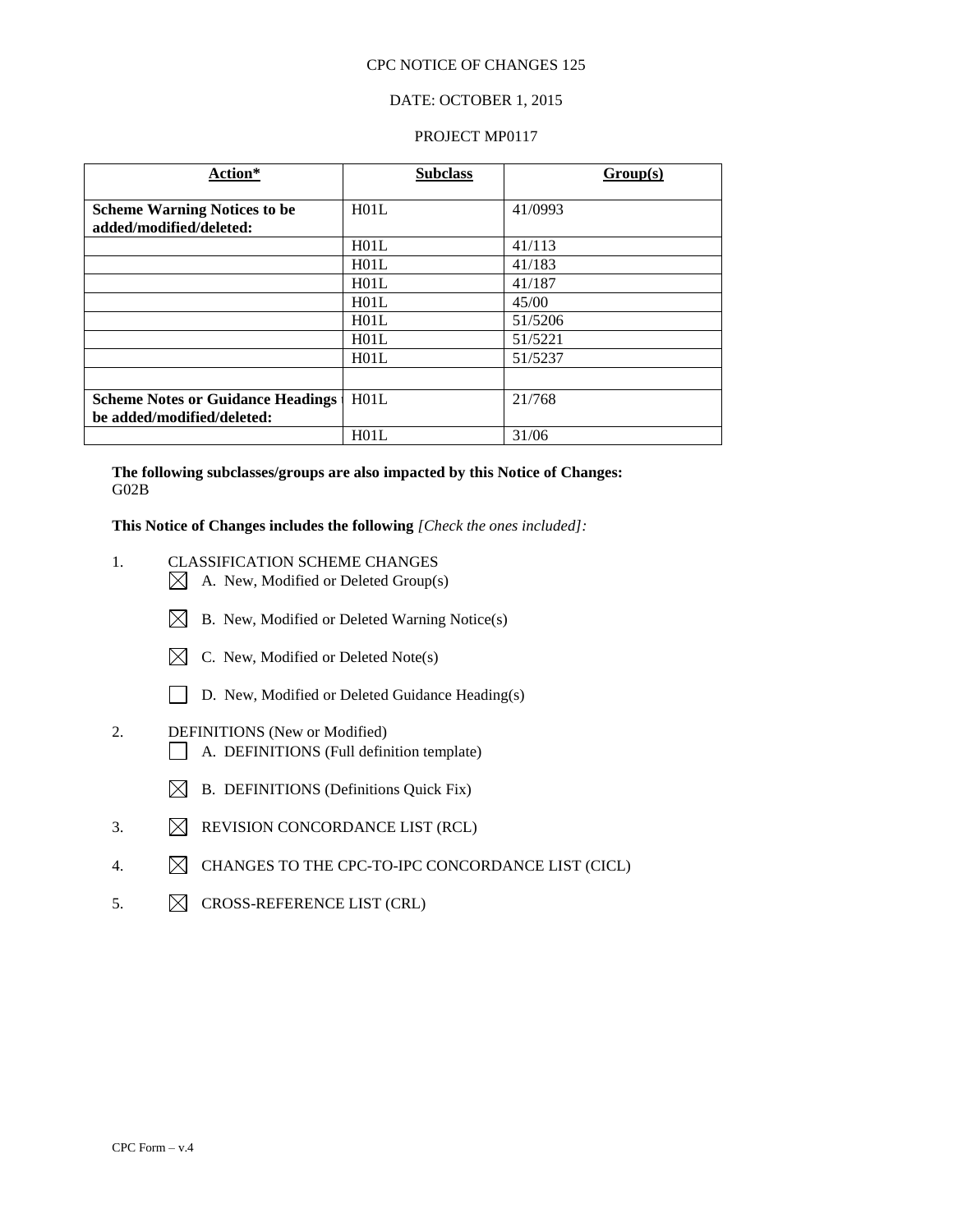CPC NOTICE OF CHANGES 125

DATE: OCTOBER 1, 2015

PROJECT MP0117

| **Action*** | **Subclass** | **Group(s)** |
|---|---|---|
| **Scheme Warning Notices to be added/modified/deleted:** | H01L | 41/0993 |
| | H01L | 41/113 |
| | H01L | 41/183 |
| | H01L | 41/187 |
| | H01L | 45/00 |
| | H01L | 51/5206 |
| | H01L | 51/5221 |
| | H01L | 51/5237 |
| | | |
| **Scheme Notes or Guidance Headings to be added/modified/deleted:** | H01L | 21/768 |
| | H01L | 31/06 |

**The following subclasses/groups are also impacted by this Notice of Changes:**
G02B

**This Notice of Changes includes the following** *[Check the ones included]:*

1. CLASSIFICATION SCHEME CHANGES
   - ☒ A. New, Modified or Deleted Group(s)
   - ☒ B. New, Modified or Deleted Warning Notice(s)
   - ☒ C. New, Modified or Deleted Note(s)
   - ☐ D. New, Modified or Deleted Guidance Heading(s)
2. DEFINITIONS (New or Modified)
   - ☐ A. DEFINITIONS (Full definition template)
   - ☒ B. DEFINITIONS (Definitions Quick Fix)
3. ☒ REVISION CONCORDANCE LIST (RCL)
4. ☒ CHANGES TO THE CPC-TO-IPC CONCORDANCE LIST (CICL)
5. ☒ CROSS-REFERENCE LIST (CRL)

CPC Form – v.4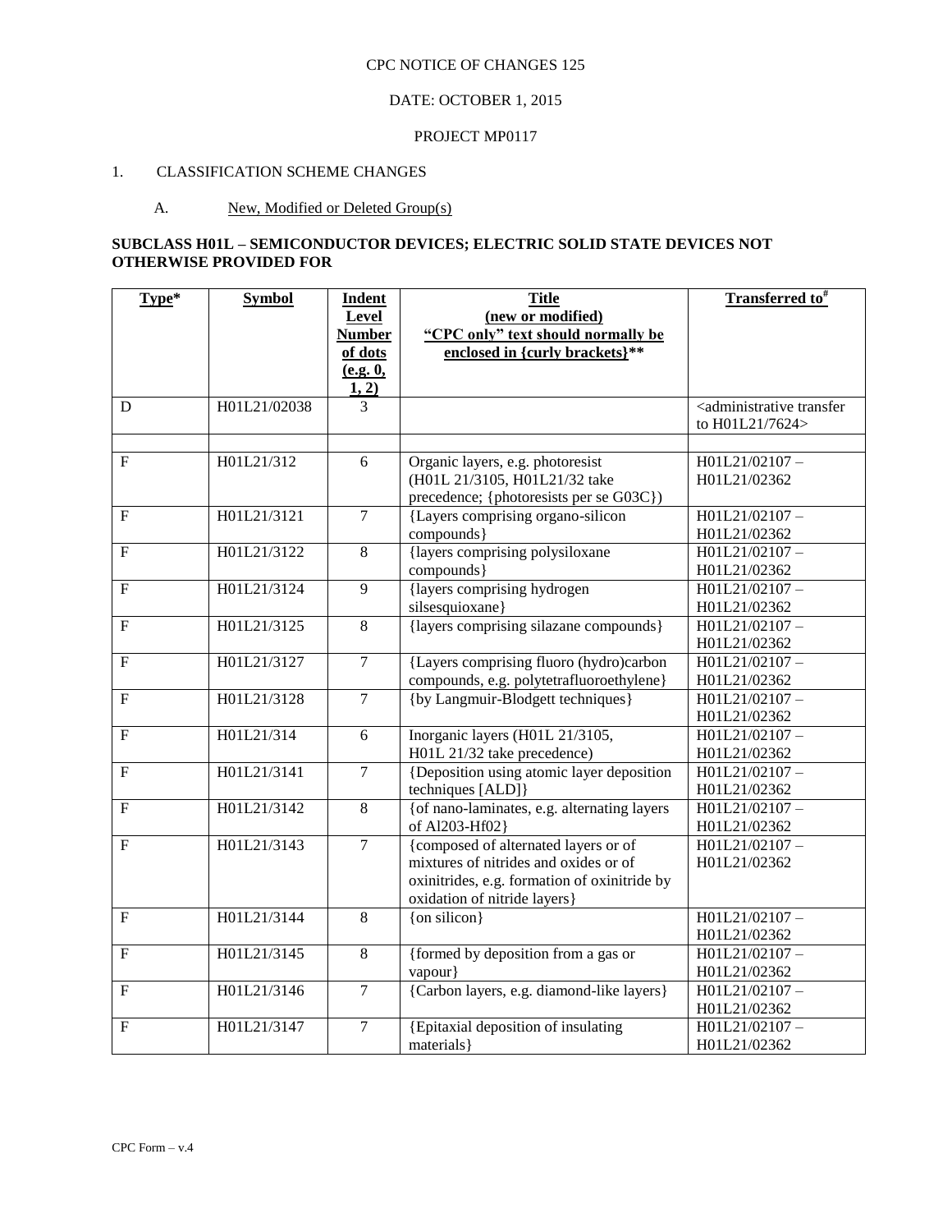CPC NOTICE OF CHANGES 125

DATE: OCTOBER 1, 2015

PROJECT MP0117

1. CLASSIFICATION SCHEME CHANGES

A. New, Modified or Deleted Group(s)

**SUBCLASS H01L – SEMICONDUCTOR DEVICES; ELECTRIC SOLID STATE DEVICES NOT OTHERWISE PROVIDED FOR**

| Type* | Symbol | Indent Level Number of dots (e.g. 0, 1, 2) | Title (new or modified) "CPC only" text should normally be enclosed in {curly brackets}** | Transferred to# |
|---|---|---|---|---|
| D | H01L21/02038 | 3 | | <administrative transfer to H01L21/7624> |
| | | | | |
| F | H01L21/312 | 6 | Organic layers, e.g. photoresist (H01L 21/3105, H01L21/32 take precedence; {photoresists per se G03C}) | H01L21/02107 – H01L21/02362 |
| F | H01L21/3121 | 7 | {Layers comprising organo-silicon compounds} | H01L21/02107 – H01L21/02362 |
| F | H01L21/3122 | 8 | {layers comprising polysiloxane compounds} | H01L21/02107 – H01L21/02362 |
| F | H01L21/3124 | 9 | {layers comprising hydrogen silsesquioxane} | H01L21/02107 – H01L21/02362 |
| F | H01L21/3125 | 8 | {layers comprising silazane compounds} | H01L21/02107 – H01L21/02362 |
| F | H01L21/3127 | 7 | {Layers comprising fluoro (hydro)carbon compounds, e.g. polytetrafluoroethylene} | H01L21/02107 – H01L21/02362 |
| F | H01L21/3128 | 7 | {by Langmuir-Blodgett techniques} | H01L21/02107 – H01L21/02362 |
| F | H01L21/314 | 6 | Inorganic layers (H01L 21/3105, H01L 21/32 take precedence) | H01L21/02107 – H01L21/02362 |
| F | H01L21/3141 | 7 | {Deposition using atomic layer deposition techniques [ALD]} | H01L21/02107 – H01L21/02362 |
| F | H01L21/3142 | 8 | {of nano-laminates, e.g. alternating layers of Al203-Hf02} | H01L21/02107 – H01L21/02362 |
| F | H01L21/3143 | 7 | {composed of alternated layers or of mixtures of nitrides and oxides or of oxinitrides, e.g. formation of oxinitride by oxidation of nitride layers} | H01L21/02107 – H01L21/02362 |
| F | H01L21/3144 | 8 | {on silicon} | H01L21/02107 – H01L21/02362 |
| F | H01L21/3145 | 8 | {formed by deposition from a gas or vapour} | H01L21/02107 – H01L21/02362 |
| F | H01L21/3146 | 7 | {Carbon layers, e.g. diamond-like layers} | H01L21/02107 – H01L21/02362 |
| F | H01L21/3147 | 7 | {Epitaxial deposition of insulating materials} | H01L21/02107 – H01L21/02362 |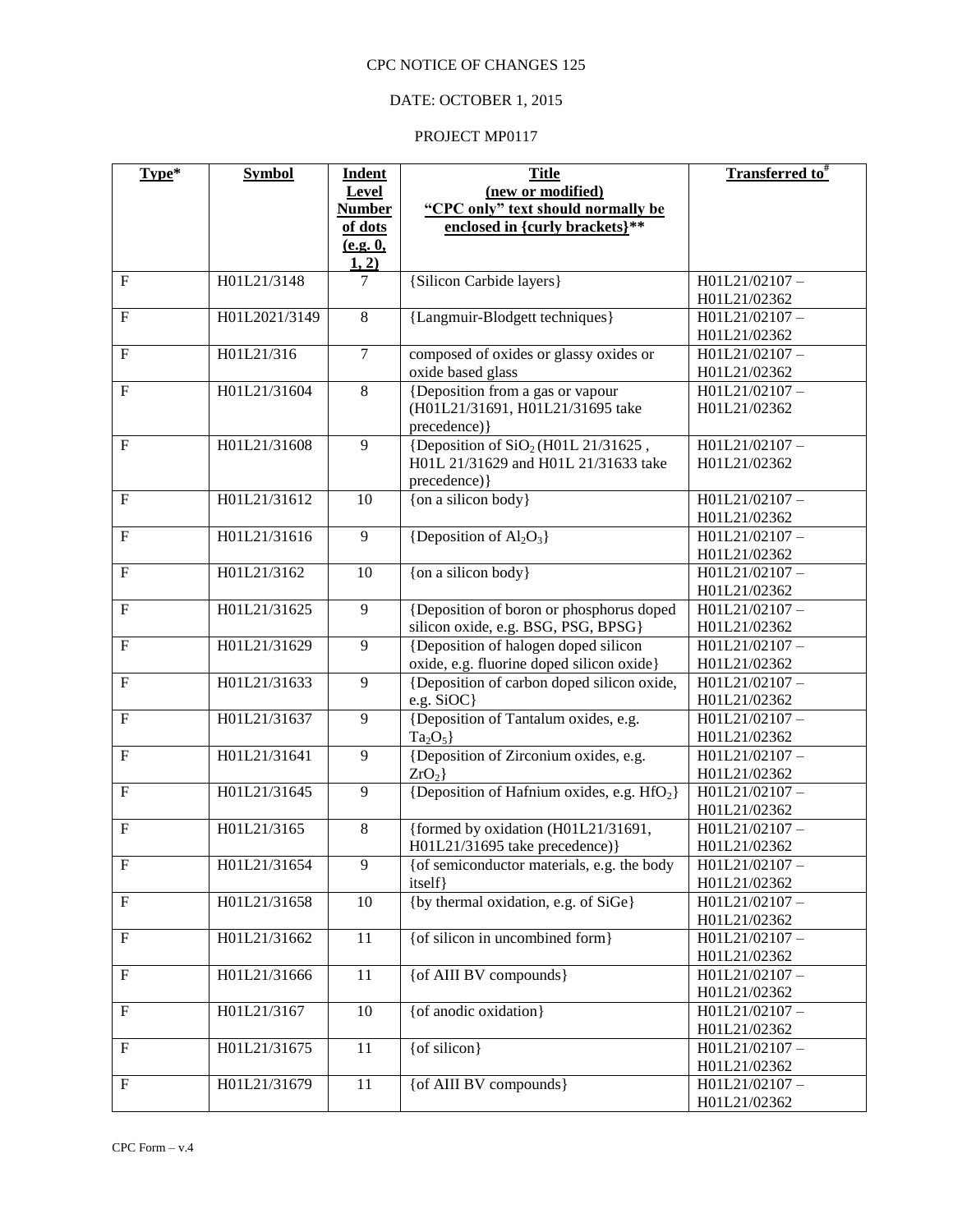CPC NOTICE OF CHANGES 125

DATE: OCTOBER 1, 2015

PROJECT MP0117

| Type* | Symbol | Indent Level Number of dots (e.g. 0, 1, 2) | Title (new or modified) "CPC only" text should normally be enclosed in {curly brackets}** | Transferred to# |
|---|---|---|---|---|
| F | H01L21/3148 | 7 | {Silicon Carbide layers} | H01L21/02107 – H01L21/02362 |
| F | H01L2021/3149 | 8 | {Langmuir-Blodgett techniques} | H01L21/02107 – H01L21/02362 |
| F | H01L21/316 | 7 | composed of oxides or glassy oxides or oxide based glass | H01L21/02107 – H01L21/02362 |
| F | H01L21/31604 | 8 | {Deposition from a gas or vapour (H01L21/31691, H01L21/31695 take precedence)} | H01L21/02107 – H01L21/02362 |
| F | H01L21/31608 | 9 | {Deposition of $SiO_2$ (H01L 21/31625 , H01L 21/31629 and H01L 21/31633 take precedence)} | H01L21/02107 – H01L21/02362 |
| F | H01L21/31612 | 10 | {on a silicon body} | H01L21/02107 – H01L21/02362 |
| F | H01L21/31616 | 9 | {Deposition of $Al_2O_3$} | H01L21/02107 – H01L21/02362 |
| F | H01L21/3162 | 10 | {on a silicon body} | H01L21/02107 – H01L21/02362 |
| F | H01L21/31625 | 9 | {Deposition of boron or phosphorus doped silicon oxide, e.g. BSG, PSG, BPSG} | H01L21/02107 – H01L21/02362 |
| F | H01L21/31629 | 9 | {Deposition of halogen doped silicon oxide, e.g. fluorine doped silicon oxide} | H01L21/02107 – H01L21/02362 |
| F | H01L21/31633 | 9 | {Deposition of carbon doped silicon oxide, e.g. SiOC} | H01L21/02107 – H01L21/02362 |
| F | H01L21/31637 | 9 | {Deposition of Tantalum oxides, e.g. $Ta_2O_5$} | H01L21/02107 – H01L21/02362 |
| F | H01L21/31641 | 9 | {Deposition of Zirconium oxides, e.g. $ZrO_2$} | H01L21/02107 – H01L21/02362 |
| F | H01L21/31645 | 9 | {Deposition of Hafnium oxides, e.g. $HfO_2$} | H01L21/02107 – H01L21/02362 |
| F | H01L21/3165 | 8 | {formed by oxidation (H01L21/31691, H01L21/31695 take precedence)} | H01L21/02107 – H01L21/02362 |
| F | H01L21/31654 | 9 | {of semiconductor materials, e.g. the body itself} | H01L21/02107 – H01L21/02362 |
| F | H01L21/31658 | 10 | {by thermal oxidation, e.g. of SiGe} | H01L21/02107 – H01L21/02362 |
| F | H01L21/31662 | 11 | {of silicon in uncombined form} | H01L21/02107 – H01L21/02362 |
| F | H01L21/31666 | 11 | {of AIII BV compounds} | H01L21/02107 – H01L21/02362 |
| F | H01L21/3167 | 10 | {of anodic oxidation} | H01L21/02107 – H01L21/02362 |
| F | H01L21/31675 | 11 | {of silicon} | H01L21/02107 – H01L21/02362 |
| F | H01L21/31679 | 11 | {of AIII BV compounds} | H01L21/02107 – H01L21/02362 |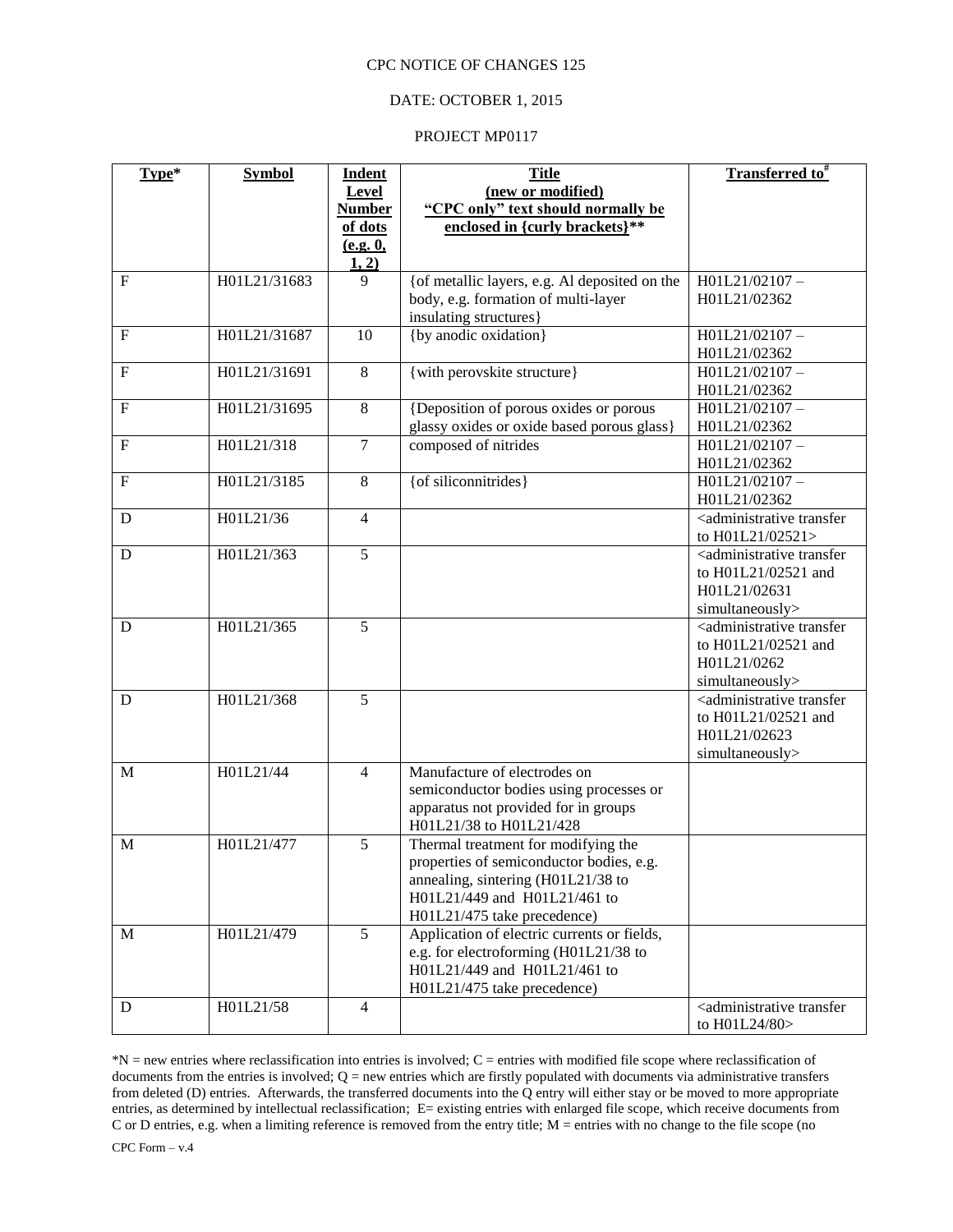CPC NOTICE OF CHANGES 125

DATE: OCTOBER 1, 2015

PROJECT MP0117

| Type* | Symbol | Indent Level Number of dots (e.g. 0, 1, 2) | Title (new or modified) "CPC only" text should normally be enclosed in {curly brackets}** | Transferred to# |
|---|---|---|---|---|
| F | H01L21/31683 | 9 | {of metallic layers, e.g. Al deposited on the body, e.g. formation of multi-layer insulating structures} | H01L21/02107 – H01L21/02362 |
| F | H01L21/31687 | 10 | {by anodic oxidation} | H01L21/02107 – H01L21/02362 |
| F | H01L21/31691 | 8 | {with perovskite structure} | H01L21/02107 – H01L21/02362 |
| F | H01L21/31695 | 8 | {Deposition of porous oxides or porous glassy oxides or oxide based porous glass} | H01L21/02107 – H01L21/02362 |
| F | H01L21/318 | 7 | composed of nitrides | H01L21/02107 – H01L21/02362 |
| F | H01L21/3185 | 8 | {of siliconnitrides} | H01L21/02107 – H01L21/02362 |
| D | H01L21/36 | 4 | | <administrative transfer to H01L21/02521> |
| D | H01L21/363 | 5 | | <administrative transfer to H01L21/02521 and H01L21/02631 simultaneously> |
| D | H01L21/365 | 5 | | <administrative transfer to H01L21/02521 and H01L21/0262 simultaneously> |
| D | H01L21/368 | 5 | | <administrative transfer to H01L21/02521 and H01L21/02623 simultaneously> |
| M | H01L21/44 | 4 | Manufacture of electrodes on semiconductor bodies using processes or apparatus not provided for in groups H01L21/38 to H01L21/428 | |
| M | H01L21/477 | 5 | Thermal treatment for modifying the properties of semiconductor bodies, e.g. annealing, sintering (H01L21/38 to H01L21/449 and H01L21/461 to H01L21/475 take precedence) | |
| M | H01L21/479 | 5 | Application of electric currents or fields, e.g. for electroforming (H01L21/38 to H01L21/449 and H01L21/461 to H01L21/475 take precedence) | |
| D | H01L21/58 | 4 | | <administrative transfer to H01L24/80> |

*N = new entries where reclassification into entries is involved; C = entries with modified file scope where reclassification of documents from the entries is involved; Q = new entries which are firstly populated with documents via administrative transfers from deleted (D) entries. Afterwards, the transferred documents into the Q entry will either stay or be moved to more appropriate entries, as determined by intellectual reclassification; E= existing entries with enlarged file scope, which receive documents from C or D entries, e.g. when a limiting reference is removed from the entry title; M = entries with no change to the file scope (no

CPC Form – v.4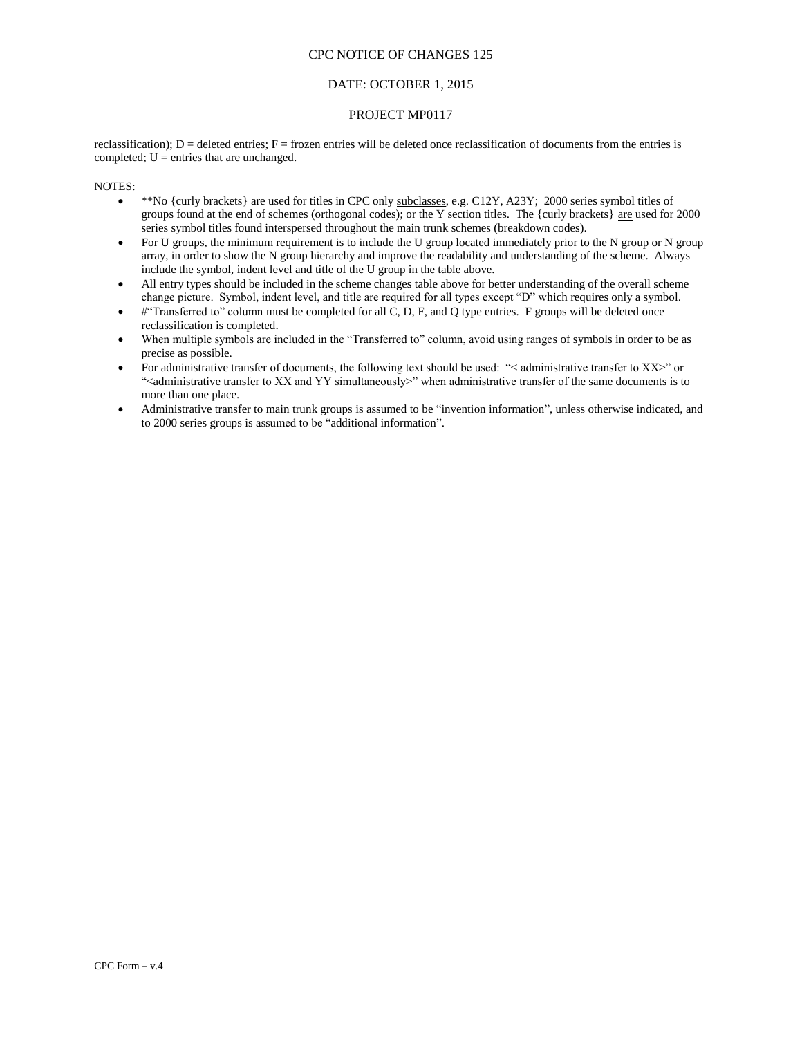reclassification); D = deleted entries; F = frozen entries will be deleted once reclassification of documents from the entries is completed; U = entries that are unchanged.

NOTES:

- **No {curly brackets} are used for titles in CPC only subclasses, e.g. C12Y, A23Y; 2000 series symbol titles of groups found at the end of schemes (orthogonal codes); or the Y section titles. The {curly brackets} are used for 2000 series symbol titles found interspersed throughout the main trunk schemes (breakdown codes).
- For U groups, the minimum requirement is to include the U group located immediately prior to the N group or N group array, in order to show the N group hierarchy and improve the readability and understanding of the scheme. Always include the symbol, indent level and title of the U group in the table above.
- All entry types should be included in the scheme changes table above for better understanding of the overall scheme change picture. Symbol, indent level, and title are required for all types except "D" which requires only a symbol.
- #"Transferred to" column must be completed for all C, D, F, and Q type entries. F groups will be deleted once reclassification is completed.
- When multiple symbols are included in the "Transferred to" column, avoid using ranges of symbols in order to be as precise as possible.
- For administrative transfer of documents, the following text should be used: "< administrative transfer to XX>" or "<administrative transfer to XX and YY simultaneously>" when administrative transfer of the same documents is to more than one place.
- Administrative transfer to main trunk groups is assumed to be "invention information", unless otherwise indicated, and to 2000 series groups is assumed to be "additional information".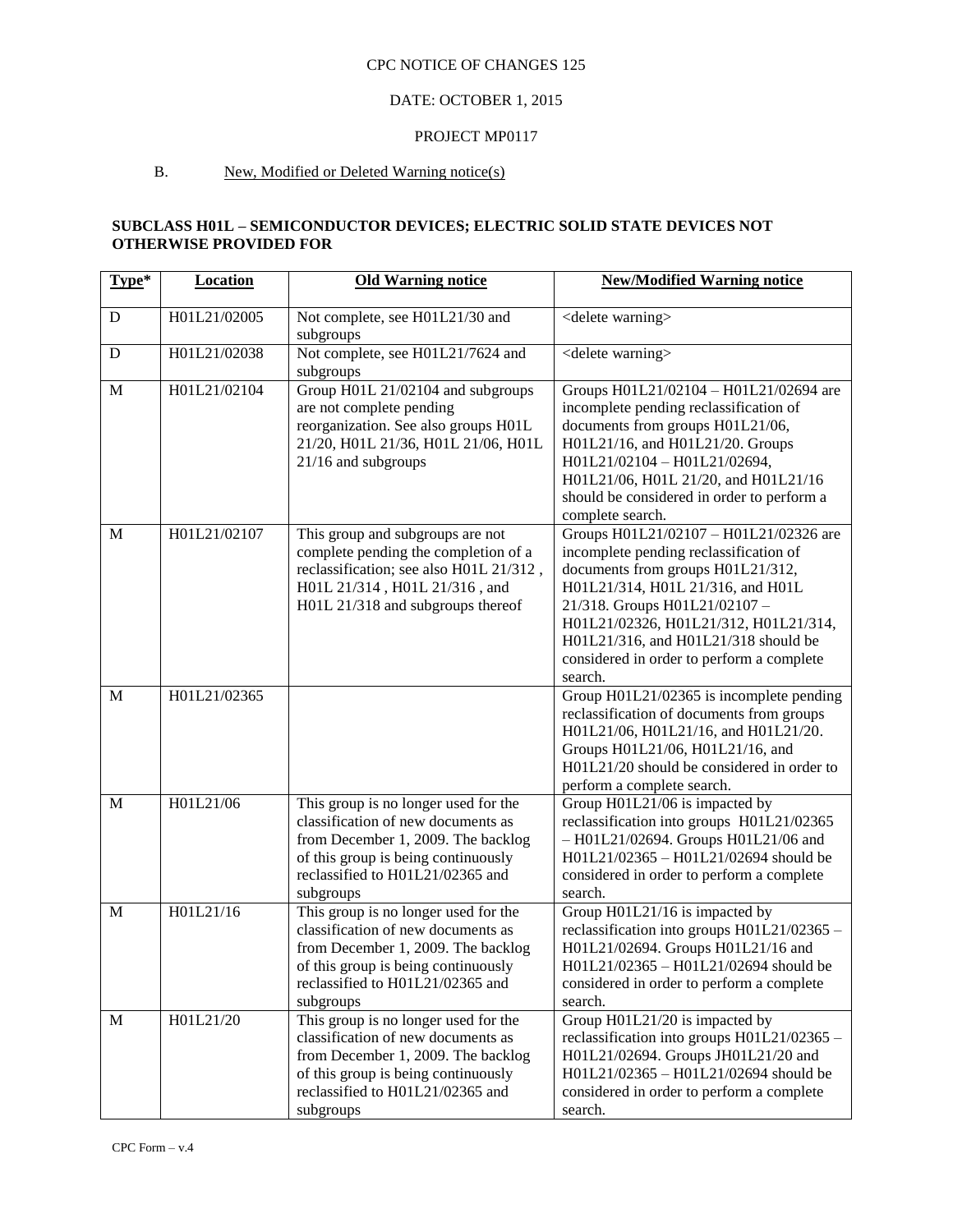CPC NOTICE OF CHANGES 125

DATE: OCTOBER 1, 2015

PROJECT MP0117

B. New, Modified or Deleted Warning notice(s)

**SUBCLASS H01L – SEMICONDUCTOR DEVICES; ELECTRIC SOLID STATE DEVICES NOT OTHERWISE PROVIDED FOR**

| Type* | Location | Old Warning notice | New/Modified Warning notice |
|---|---|---|---|
| D | H01L21/02005 | Not complete, see H01L21/30 and subgroups | <delete warning> |
| D | H01L21/02038 | Not complete, see H01L21/7624 and subgroups | <delete warning> |
| M | H01L21/02104 | Group H01L 21/02104 and subgroups are not complete pending reorganization. See also groups H01L 21/20, H01L 21/36, H01L 21/06, H01L 21/16 and subgroups | Groups H01L21/02104 – H01L21/02694 are incomplete pending reclassification of documents from groups H01L21/06, H01L21/16, and H01L21/20. Groups H01L21/02104 – H01L21/02694, H01L21/06, H01L 21/20, and H01L21/16 should be considered in order to perform a complete search. |
| M | H01L21/02107 | This group and subgroups are not complete pending the completion of a reclassification; see also H01L 21/312 , H01L 21/314 , H01L 21/316 , and H01L 21/318 and subgroups thereof | Groups H01L21/02107 – H01L21/02326 are incomplete pending reclassification of documents from groups H01L21/312, H01L21/314, H01L 21/316, and H01L 21/318. Groups H01L21/02107 – H01L21/02326, H01L21/312, H01L21/314, H01L21/316, and H01L21/318 should be considered in order to perform a complete search. |
| M | H01L21/02365 | | Group H01L21/02365 is incomplete pending reclassification of documents from groups H01L21/06, H01L21/16, and H01L21/20. Groups H01L21/06, H01L21/16, and H01L21/20 should be considered in order to perform a complete search. |
| M | H01L21/06 | This group is no longer used for the classification of new documents as from December 1, 2009. The backlog of this group is being continuously reclassified to H01L21/02365 and subgroups | Group H01L21/06 is impacted by reclassification into groups H01L21/02365 – H01L21/02694. Groups H01L21/06 and H01L21/02365 – H01L21/02694 should be considered in order to perform a complete search. |
| M | H01L21/16 | This group is no longer used for the classification of new documents as from December 1, 2009. The backlog of this group is being continuously reclassified to H01L21/02365 and subgroups | Group H01L21/16 is impacted by reclassification into groups H01L21/02365 – H01L21/02694. Groups H01L21/16 and H01L21/02365 – H01L21/02694 should be considered in order to perform a complete search. |
| M | H01L21/20 | This group is no longer used for the classification of new documents as from December 1, 2009. The backlog of this group is being continuously reclassified to H01L21/02365 and subgroups | Group H01L21/20 is impacted by reclassification into groups H01L21/02365 – H01L21/02694. Groups JH01L21/20 and H01L21/02365 – H01L21/02694 should be considered in order to perform a complete search. |

CPC Form – v.4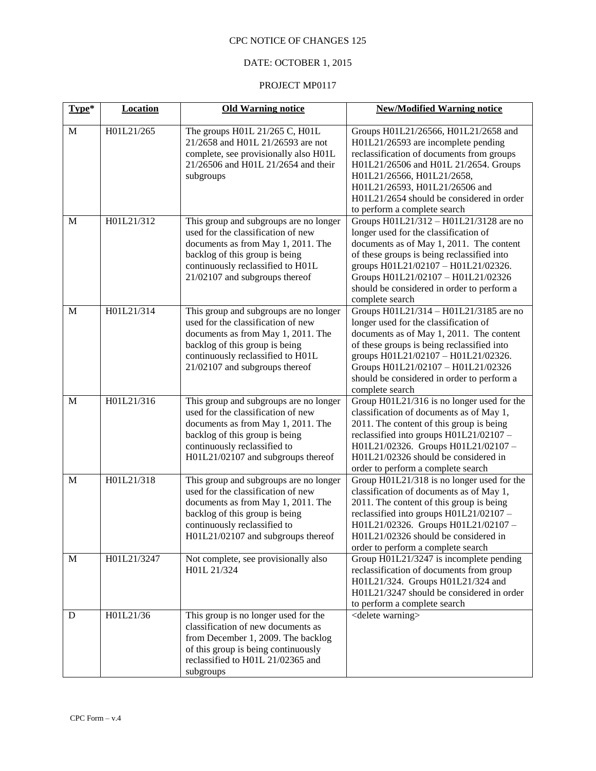CPC NOTICE OF CHANGES 125

DATE: OCTOBER 1, 2015

PROJECT MP0117

| Type* | Location | Old Warning notice | New/Modified Warning notice |
|---|---|---|---|
| M | H01L21/265 | The groups H01L 21/265 C, H01L 21/2658 and H01L 21/26593 are not complete, see provisionally also H01L 21/26506 and H01L 21/2654 and their subgroups | Groups H01L21/26566, H01L21/2658 and H01L21/26593 are incomplete pending reclassification of documents from groups H01L21/26506 and H01L 21/2654. Groups H01L21/26566, H01L21/2658, H01L21/26593, H01L21/26506 and H01L21/2654 should be considered in order to perform a complete search |
| M | H01L21/312 | This group and subgroups are no longer used for the classification of new documents as from May 1, 2011. The backlog of this group is being continuously reclassified to H01L 21/02107 and subgroups thereof | Groups H01L21/312 – H01L21/3128 are no longer used for the classification of documents as of May 1, 2011. The content of these groups is being reclassified into groups H01L21/02107 – H01L21/02326. Groups H01L21/02107 – H01L21/02326 should be considered in order to perform a complete search |
| M | H01L21/314 | This group and subgroups are no longer used for the classification of new documents as from May 1, 2011. The backlog of this group is being continuously reclassified to H01L 21/02107 and subgroups thereof | Groups H01L21/314 – H01L21/3185 are no longer used for the classification of documents as of May 1, 2011. The content of these groups is being reclassified into groups H01L21/02107 – H01L21/02326. Groups H01L21/02107 – H01L21/02326 should be considered in order to perform a complete search |
| M | H01L21/316 | This group and subgroups are no longer used for the classification of new documents as from May 1, 2011. The backlog of this group is being continuously reclassified to H01L21/02107 and subgroups thereof | Group H01L21/316 is no longer used for the classification of documents as of May 1, 2011. The content of this group is being reclassified into groups H01L21/02107 – H01L21/02326. Groups H01L21/02107 – H01L21/02326 should be considered in order to perform a complete search |
| M | H01L21/318 | This group and subgroups are no longer used for the classification of new documents as from May 1, 2011. The backlog of this group is being continuously reclassified to H01L21/02107 and subgroups thereof | Group H01L21/318 is no longer used for the classification of documents as of May 1, 2011. The content of this group is being reclassified into groups H01L21/02107 – H01L21/02326. Groups H01L21/02107 – H01L21/02326 should be considered in order to perform a complete search |
| M | H01L21/3247 | Not complete, see provisionally also H01L 21/324 | Group H01L21/3247 is incomplete pending reclassification of documents from group H01L21/324. Groups H01L21/324 and H01L21/3247 should be considered in order to perform a complete search |
| D | H01L21/36 | This group is no longer used for the classification of new documents as from December 1, 2009. The backlog of this group is being continuously reclassified to H01L 21/02365 and subgroups | <delete warning> |

CPC Form – v.4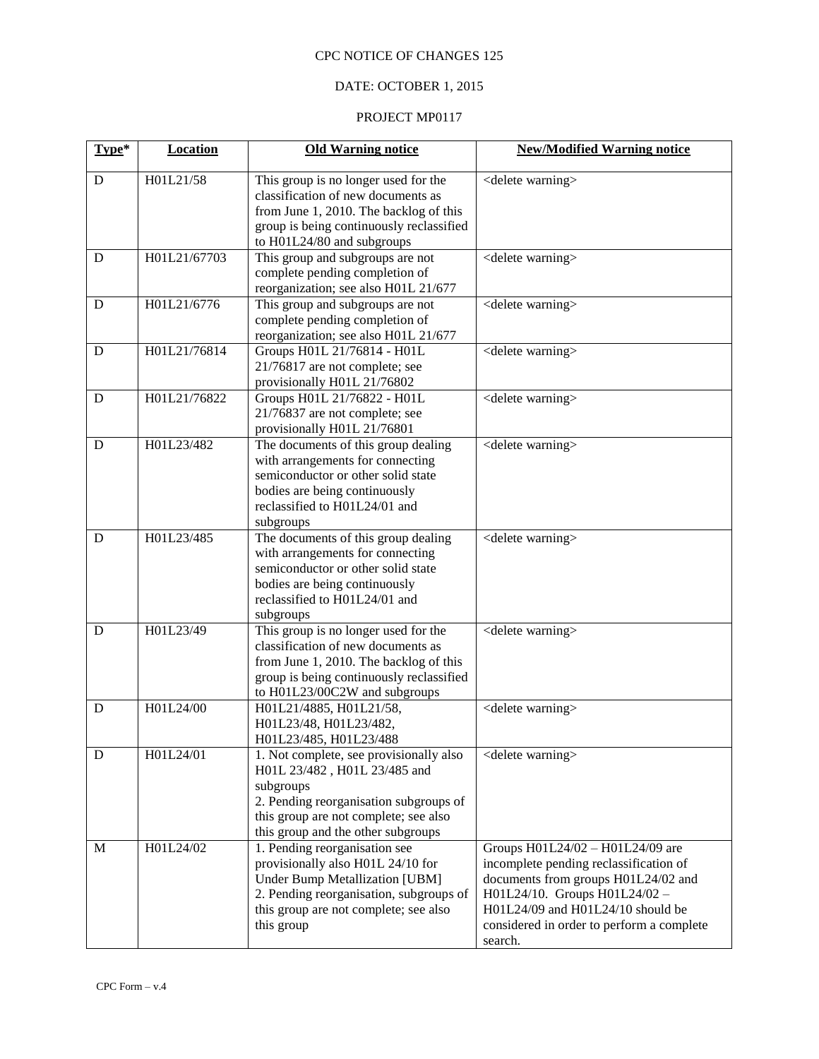CPC NOTICE OF CHANGES 125

DATE: OCTOBER 1, 2015

PROJECT MP0117

| Type* | Location | Old Warning notice | New/Modified Warning notice |
|---|---|---|---|
| D | H01L21/58 | This group is no longer used for the classification of new documents as from June 1, 2010. The backlog of this group is being continuously reclassified to H01L24/80 and subgroups | <delete warning> |
| D | H01L21/67703 | This group and subgroups are not complete pending completion of reorganization; see also H01L 21/677 | <delete warning> |
| D | H01L21/6776 | This group and subgroups are not complete pending completion of reorganization; see also H01L 21/677 | <delete warning> |
| D | H01L21/76814 | Groups H01L 21/76814 - H01L 21/76817 are not complete; see provisionally H01L 21/76802 | <delete warning> |
| D | H01L21/76822 | Groups H01L 21/76822 - H01L 21/76837 are not complete; see provisionally H01L 21/76801 | <delete warning> |
| D | H01L23/482 | The documents of this group dealing with arrangements for connecting semiconductor or other solid state bodies are being continuously reclassified to H01L24/01 and subgroups | <delete warning> |
| D | H01L23/485 | The documents of this group dealing with arrangements for connecting semiconductor or other solid state bodies are being continuously reclassified to H01L24/01 and subgroups | <delete warning> |
| D | H01L23/49 | This group is no longer used for the classification of new documents as from June 1, 2010. The backlog of this group is being continuously reclassified to H01L23/00C2W and subgroups | <delete warning> |
| D | H01L24/00 | H01L21/4885, H01L21/58, H01L23/48, H01L23/482, H01L23/485, H01L23/488 | <delete warning> |
| D | H01L24/01 | 1. Not complete, see provisionally also H01L 23/482 , H01L 23/485 and subgroups<br>2. Pending reorganisation subgroups of this group are not complete; see also this group and the other subgroups | <delete warning> |
| M | H01L24/02 | 1. Pending reorganisation see provisionally also H01L 24/10 for Under Bump Metallization [UBM]<br>2. Pending reorganisation, subgroups of this group are not complete; see also this group | Groups H01L24/02 – H01L24/09 are incomplete pending reclassification of documents from groups H01L24/02 and H01L24/10. Groups H01L24/02 – H01L24/09 and H01L24/10 should be considered in order to perform a complete search. |

CPC Form – v.4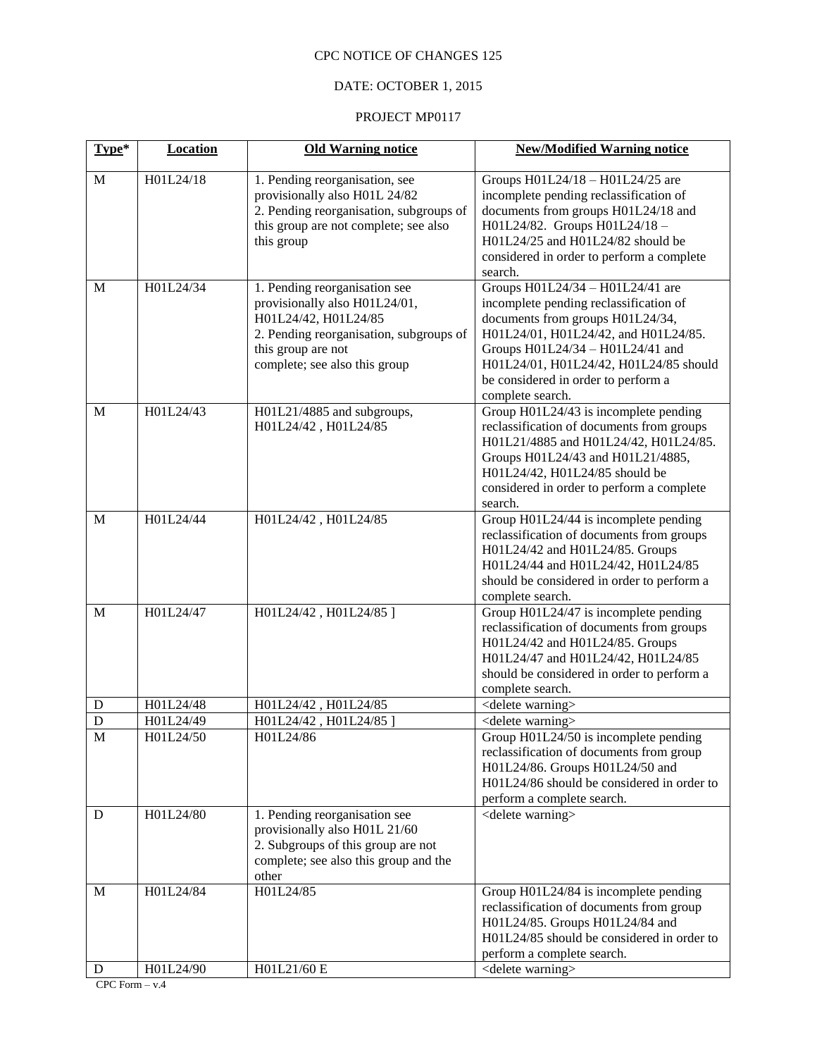CPC NOTICE OF CHANGES 125

DATE: OCTOBER 1, 2015

PROJECT MP0117

| Type* | Location | Old Warning notice | New/Modified Warning notice |
|---|---|---|---|
| M | H01L24/18 | 1. Pending reorganisation, see provisionally also H01L 24/82<br>2. Pending reorganisation, subgroups of this group are not complete; see also this group | Groups H01L24/18 – H01L24/25 are incomplete pending reclassification of documents from groups H01L24/18 and H01L24/82. Groups H01L24/18 – H01L24/25 and H01L24/82 should be considered in order to perform a complete search. |
| M | H01L24/34 | 1. Pending reorganisation see provisionally also H01L24/01, H01L24/42, H01L24/85<br>2. Pending reorganisation, subgroups of this group are not complete; see also this group | Groups H01L24/34 – H01L24/41 are incomplete pending reclassification of documents from groups H01L24/34, H01L24/01, H01L24/42, and H01L24/85. Groups H01L24/34 – H01L24/41 and H01L24/01, H01L24/42, H01L24/85 should be considered in order to perform a complete search. |
| M | H01L24/43 | H01L21/4885 and subgroups, H01L24/42 , H01L24/85 | Group H01L24/43 is incomplete pending reclassification of documents from groups H01L21/4885 and H01L24/42, H01L24/85. Groups H01L24/43 and H01L21/4885, H01L24/42, H01L24/85 should be considered in order to perform a complete search. |
| M | H01L24/44 | H01L24/42 , H01L24/85 | Group H01L24/44 is incomplete pending reclassification of documents from groups H01L24/42 and H01L24/85. Groups H01L24/44 and H01L24/42, H01L24/85 should be considered in order to perform a complete search. |
| M | H01L24/47 | H01L24/42 , H01L24/85 ] | Group H01L24/47 is incomplete pending reclassification of documents from groups H01L24/42 and H01L24/85. Groups H01L24/47 and H01L24/42, H01L24/85 should be considered in order to perform a complete search. |
| D | H01L24/48 | H01L24/42 , H01L24/85 | <delete warning> |
| D | H01L24/49 | H01L24/42 , H01L24/85 ] | <delete warning> |
| M | H01L24/50 | H01L24/86 | Group H01L24/50 is incomplete pending reclassification of documents from group H01L24/86. Groups H01L24/50 and H01L24/86 should be considered in order to perform a complete search. |
| D | H01L24/80 | 1. Pending reorganisation see provisionally also H01L 21/60<br>2. Subgroups of this group are not complete; see also this group and the other | <delete warning> |
| M | H01L24/84 | H01L24/85 | Group H01L24/84 is incomplete pending reclassification of documents from group H01L24/85. Groups H01L24/84 and H01L24/85 should be considered in order to perform a complete search. |
| D | H01L24/90 | H01L21/60 E | <delete warning> |

CPC Form – v.4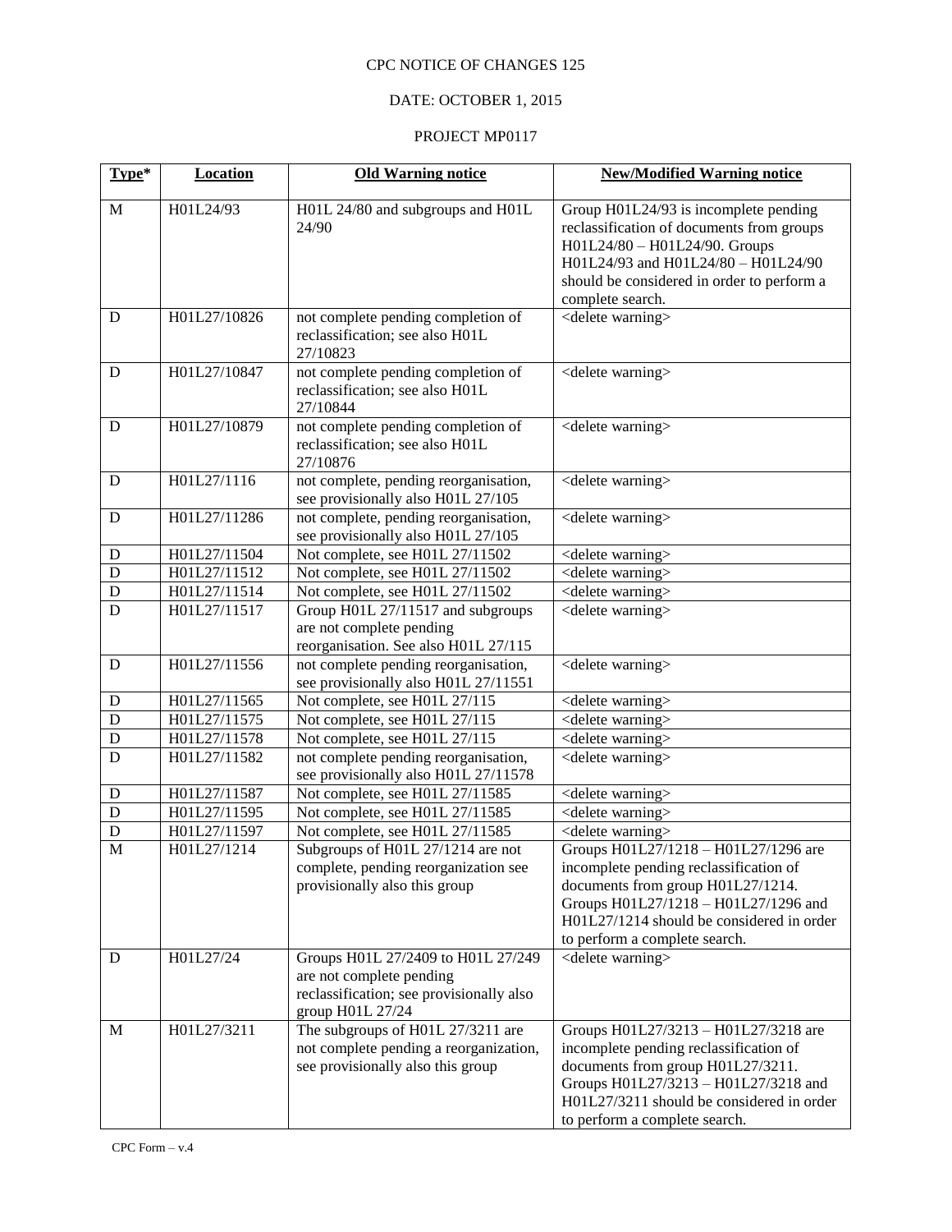CPC NOTICE OF CHANGES 125

DATE: OCTOBER 1, 2015

PROJECT MP0117

| Type* | Location | Old Warning notice | New/Modified Warning notice |
|---|---|---|---|
| M | H01L24/93 | H01L 24/80 and subgroups and H01L 24/90 | Group H01L24/93 is incomplete pending reclassification of documents from groups H01L24/80 – H01L24/90. Groups H01L24/93 and H01L24/80 – H01L24/90 should be considered in order to perform a complete search. |
| D | H01L27/10826 | not complete pending completion of reclassification; see also H01L 27/10823 | <delete warning> |
| D | H01L27/10847 | not complete pending completion of reclassification; see also H01L 27/10844 | <delete warning> |
| D | H01L27/10879 | not complete pending completion of reclassification; see also H01L 27/10876 | <delete warning> |
| D | H01L27/1116 | not complete, pending reorganisation, see provisionally also H01L 27/105 | <delete warning> |
| D | H01L27/11286 | not complete, pending reorganisation, see provisionally also H01L 27/105 | <delete warning> |
| D | H01L27/11504 | Not complete, see H01L 27/11502 | <delete warning> |
| D | H01L27/11512 | Not complete, see H01L 27/11502 | <delete warning> |
| D | H01L27/11514 | Not complete, see H01L 27/11502 | <delete warning> |
| D | H01L27/11517 | Group H01L 27/11517 and subgroups are not complete pending reorganisation. See also H01L 27/115 | <delete warning> |
| D | H01L27/11556 | not complete pending reorganisation, see provisionally also H01L 27/11551 | <delete warning> |
| D | H01L27/11565 | Not complete, see H01L 27/115 | <delete warning> |
| D | H01L27/11575 | Not complete, see H01L 27/115 | <delete warning> |
| D | H01L27/11578 | Not complete, see H01L 27/115 | <delete warning> |
| D | H01L27/11582 | not complete pending reorganisation, see provisionally also H01L 27/11578 | <delete warning> |
| D | H01L27/11587 | Not complete, see H01L 27/11585 | <delete warning> |
| D | H01L27/11595 | Not complete, see H01L 27/11585 | <delete warning> |
| D | H01L27/11597 | Not complete, see H01L 27/11585 | <delete warning> |
| M | H01L27/1214 | Subgroups of H01L 27/1214 are not complete, pending reorganization see provisionally also this group | Groups H01L27/1218 – H01L27/1296 are incomplete pending reclassification of documents from group H01L27/1214. Groups H01L27/1218 – H01L27/1296 and H01L27/1214 should be considered in order to perform a complete search. |
| D | H01L27/24 | Groups H01L 27/2409 to H01L 27/249 are not complete pending reclassification; see provisionally also group H01L 27/24 | <delete warning> |
| M | H01L27/3211 | The subgroups of H01L 27/3211 are not complete pending a reorganization, see provisionally also this group | Groups H01L27/3213 – H01L27/3218 are incomplete pending reclassification of documents from group H01L27/3211. Groups H01L27/3213 – H01L27/3218 and H01L27/3211 should be considered in order to perform a complete search. |

CPC Form – v.4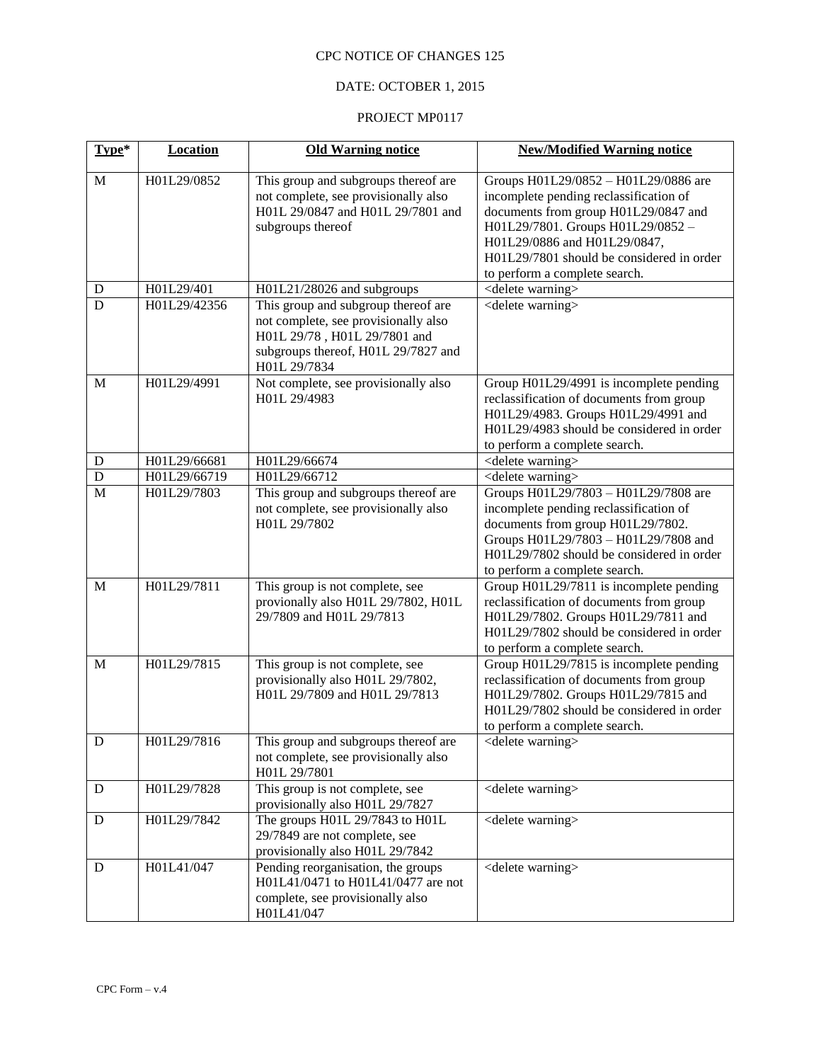CPC NOTICE OF CHANGES 125

DATE: OCTOBER 1, 2015

PROJECT MP0117

| Type* | Location | Old Warning notice | New/Modified Warning notice |
|---|---|---|---|
| M | H01L29/0852 | This group and subgroups thereof are not complete, see provisionally also H01L 29/0847 and H01L 29/7801 and subgroups thereof | Groups H01L29/0852 – H01L29/0886 are incomplete pending reclassification of documents from group H01L29/0847 and H01L29/7801. Groups H01L29/0852 – H01L29/0886 and H01L29/0847, H01L29/7801 should be considered in order to perform a complete search. |
| D | H01L29/401 | H01L21/28026 and subgroups | <delete warning> |
| D | H01L29/42356 | This group and subgroup thereof are not complete, see provisionally also H01L 29/78 , H01L 29/7801 and subgroups thereof, H01L 29/7827 and H01L 29/7834 | <delete warning> |
| M | H01L29/4991 | Not complete, see provisionally also H01L 29/4983 | Group H01L29/4991 is incomplete pending reclassification of documents from group H01L29/4983. Groups H01L29/4991 and H01L29/4983 should be considered in order to perform a complete search. |
| D | H01L29/66681 | H01L29/66674 | <delete warning> |
| D | H01L29/66719 | H01L29/66712 | <delete warning> |
| M | H01L29/7803 | This group and subgroups thereof are not complete, see provisionally also H01L 29/7802 | Groups H01L29/7803 – H01L29/7808 are incomplete pending reclassification of documents from group H01L29/7802. Groups H01L29/7803 – H01L29/7808 and H01L29/7802 should be considered in order to perform a complete search. |
| M | H01L29/7811 | This group is not complete, see provionally also H01L 29/7802, H01L 29/7809 and H01L 29/7813 | Group H01L29/7811 is incomplete pending reclassification of documents from group H01L29/7802. Groups H01L29/7811 and H01L29/7802 should be considered in order to perform a complete search. |
| M | H01L29/7815 | This group is not complete, see provisionally also H01L 29/7802, H01L 29/7809 and H01L 29/7813 | Group H01L29/7815 is incomplete pending reclassification of documents from group H01L29/7802. Groups H01L29/7815 and H01L29/7802 should be considered in order to perform a complete search. |
| D | H01L29/7816 | This group and subgroups thereof are not complete, see provisionally also H01L 29/7801 | <delete warning> |
| D | H01L29/7828 | This group is not complete, see provisionally also H01L 29/7827 | <delete warning> |
| D | H01L29/7842 | The groups H01L 29/7843 to H01L 29/7849 are not complete, see provisionally also H01L 29/7842 | <delete warning> |
| D | H01L41/047 | Pending reorganisation, the groups H01L41/0471 to H01L41/0477 are not complete, see provisionally also H01L41/047 | <delete warning> |

CPC Form – v.4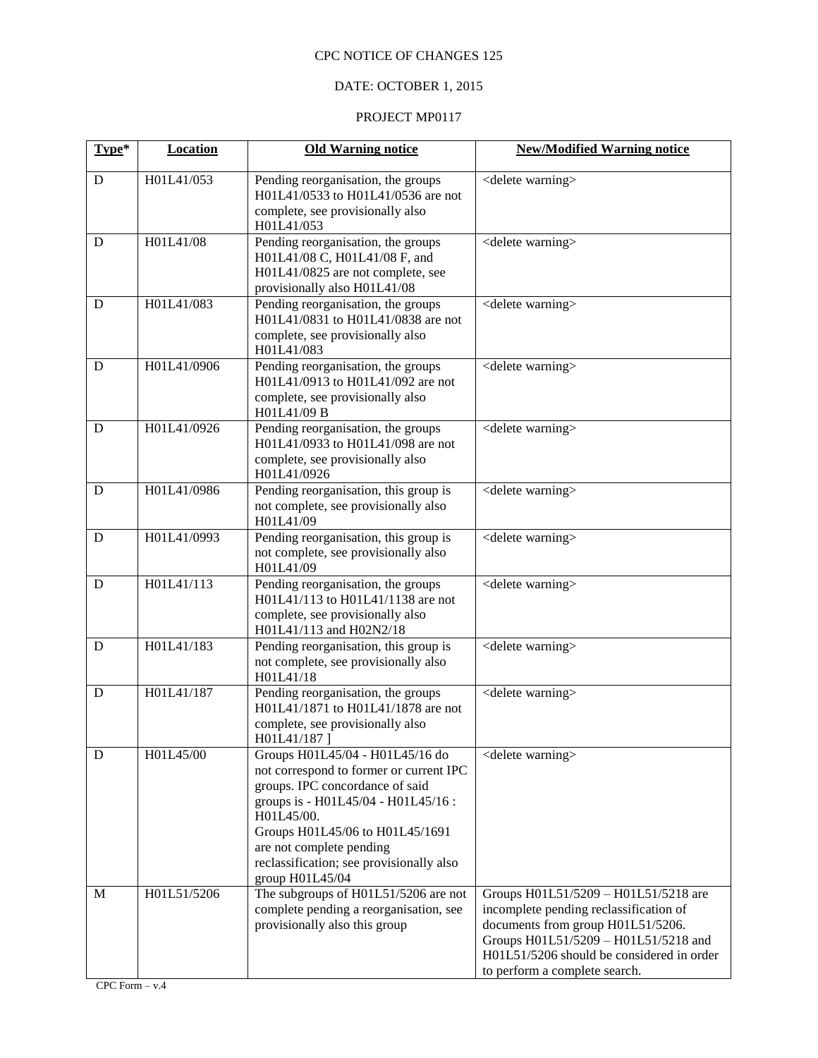CPC NOTICE OF CHANGES 125

DATE: OCTOBER 1, 2015

PROJECT MP0117

| Type* | Location | Old Warning notice | New/Modified Warning notice |
|---|---|---|---|
| D | H01L41/053 | Pending reorganisation, the groups H01L41/0533 to H01L41/0536 are not complete, see provisionally also H01L41/053 | <delete warning> |
| D | H01L41/08 | Pending reorganisation, the groups H01L41/08 C, H01L41/08 F, and H01L41/0825 are not complete, see provisionally also H01L41/08 | <delete warning> |
| D | H01L41/083 | Pending reorganisation, the groups H01L41/0831 to H01L41/0838 are not complete, see provisionally also H01L41/083 | <delete warning> |
| D | H01L41/0906 | Pending reorganisation, the groups H01L41/0913 to H01L41/092 are not complete, see provisionally also H01L41/09 B | <delete warning> |
| D | H01L41/0926 | Pending reorganisation, the groups H01L41/0933 to H01L41/098 are not complete, see provisionally also H01L41/0926 | <delete warning> |
| D | H01L41/0986 | Pending reorganisation, this group is not complete, see provisionally also H01L41/09 | <delete warning> |
| D | H01L41/0993 | Pending reorganisation, this group is not complete, see provisionally also H01L41/09 | <delete warning> |
| D | H01L41/113 | Pending reorganisation, the groups H01L41/113 to H01L41/1138 are not complete, see provisionally also H01L41/113 and H02N2/18 | <delete warning> |
| D | H01L41/183 | Pending reorganisation, this group is not complete, see provisionally also H01L41/18 | <delete warning> |
| D | H01L41/187 | Pending reorganisation, the groups H01L41/1871 to H01L41/1878 are not complete, see provisionally also H01L41/187 ] | <delete warning> |
| D | H01L45/00 | Groups H01L45/04 - H01L45/16 do not correspond to former or current IPC groups. IPC concordance of said groups is - H01L45/04 - H01L45/16 : H01L45/00.<br>Groups H01L45/06 to H01L45/1691 are not complete pending reclassification; see provisionally also group H01L45/04 | <delete warning> |
| M | H01L51/5206 | The subgroups of H01L51/5206 are not complete pending a reorganisation, see provisionally also this group | Groups H01L51/5209 – H01L51/5218 are incomplete pending reclassification of documents from group H01L51/5206.<br>Groups H01L51/5209 – H01L51/5218 and H01L51/5206 should be considered in order to perform a complete search. |

CPC Form – v.4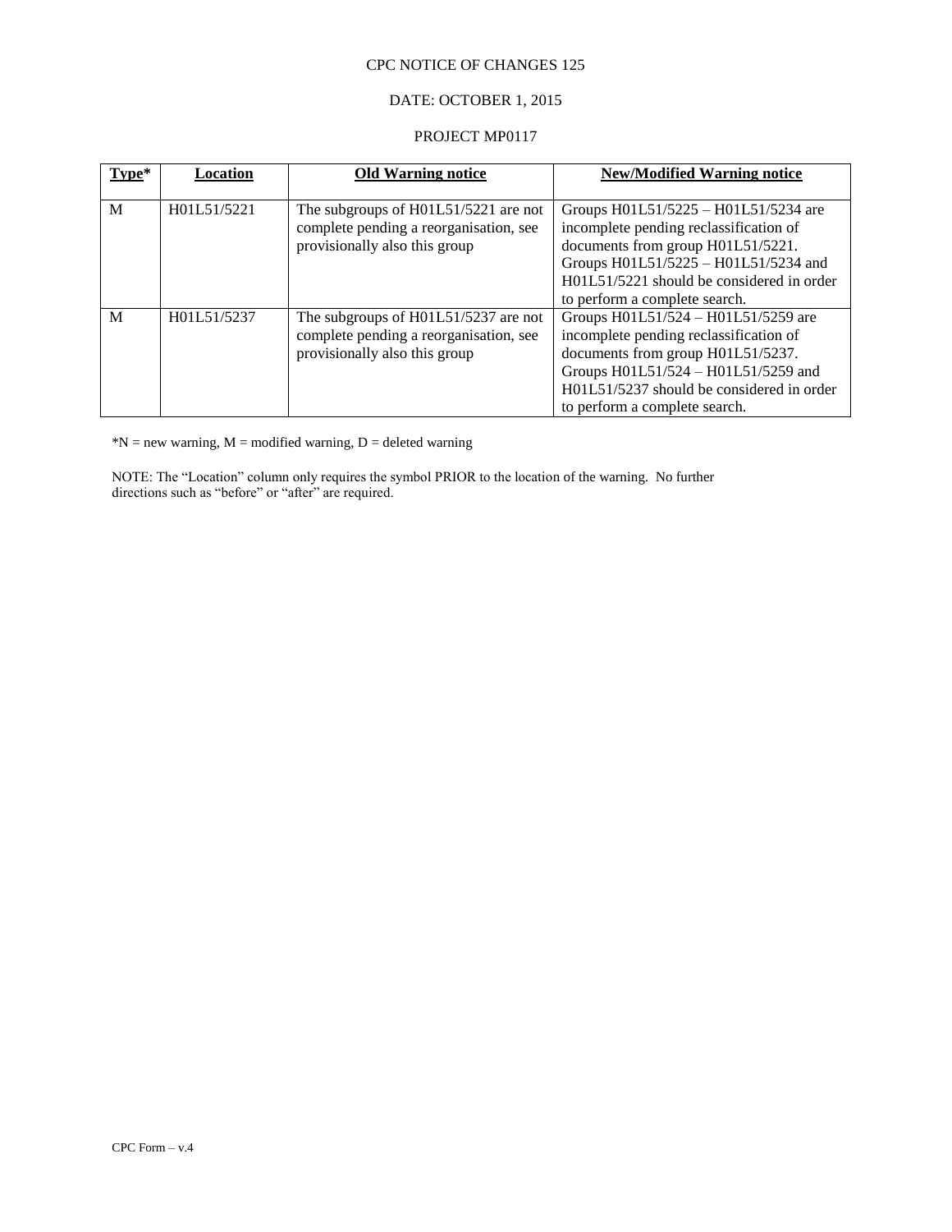CPC NOTICE OF CHANGES 125

DATE: OCTOBER 1, 2015

PROJECT MP0117

| **Type*** | **Location** | **Old Warning notice** | **New/Modified Warning notice** |
|---|---|---|---|
| M | H01L51/5221 | The subgroups of H01L51/5221 are not complete pending a reorganisation, see provisionally also this group | Groups H01L51/5225 – H01L51/5234 are incomplete pending reclassification of documents from group H01L51/5221. Groups H01L51/5225 – H01L51/5234 and H01L51/5221 should be considered in order to perform a complete search. |
| M | H01L51/5237 | The subgroups of H01L51/5237 are not complete pending a reorganisation, see provisionally also this group | Groups H01L51/524 – H01L51/5259 are incomplete pending reclassification of documents from group H01L51/5237. Groups H01L51/524 – H01L51/5259 and H01L51/5237 should be considered in order to perform a complete search. |

*N = new warning, M = modified warning, D = deleted warning

NOTE: The "Location" column only requires the symbol PRIOR to the location of the warning. No further directions such as "before" or "after" are required.

CPC Form – v.4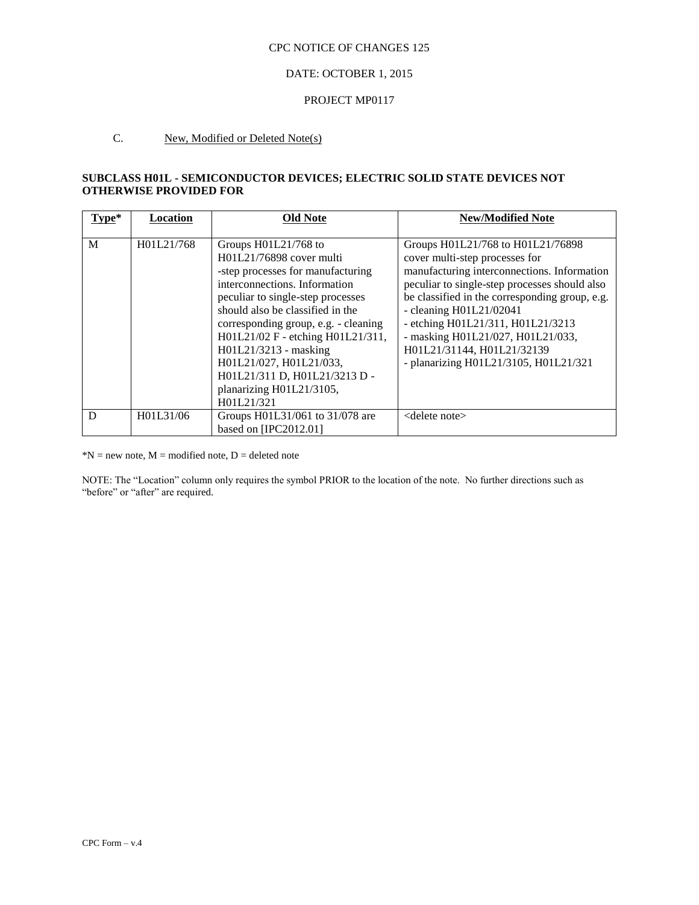CPC NOTICE OF CHANGES 125

DATE: OCTOBER 1, 2015

PROJECT MP0117

C. New, Modified or Deleted Note(s)

**SUBCLASS H01L - SEMICONDUCTOR DEVICES; ELECTRIC SOLID STATE DEVICES NOT OTHERWISE PROVIDED FOR**

| Type* | Location | Old Note | New/Modified Note |
|---|---|---|---|
| M | H01L21/768 | Groups H01L21/768 to H01L21/76898 cover multi -step processes for manufacturing interconnections. Information peculiar to single-step processes should also be classified in the corresponding group, e.g. - cleaning H01L21/02 F - etching H01L21/311, H01L21/3213 - masking H01L21/027, H01L21/033, H01L21/311 D, H01L21/3213 D - planarizing H01L21/3105, H01L21/321 | Groups H01L21/768 to H01L21/76898 cover multi-step processes for manufacturing interconnections. Information peculiar to single-step processes should also be classified in the corresponding group, e.g.<br>- cleaning H01L21/02041<br>- etching H01L21/311, H01L21/3213<br>- masking H01L21/027, H01L21/033, H01L21/31144, H01L21/32139<br>- planarizing H01L21/3105, H01L21/321 |
| D | H01L31/06 | Groups H01L31/061 to 31/078 are based on [IPC2012.01] | <delete note> |

*N = new note, M = modified note, D = deleted note

NOTE: The "Location" column only requires the symbol PRIOR to the location of the note. No further directions such as "before" or "after" are required.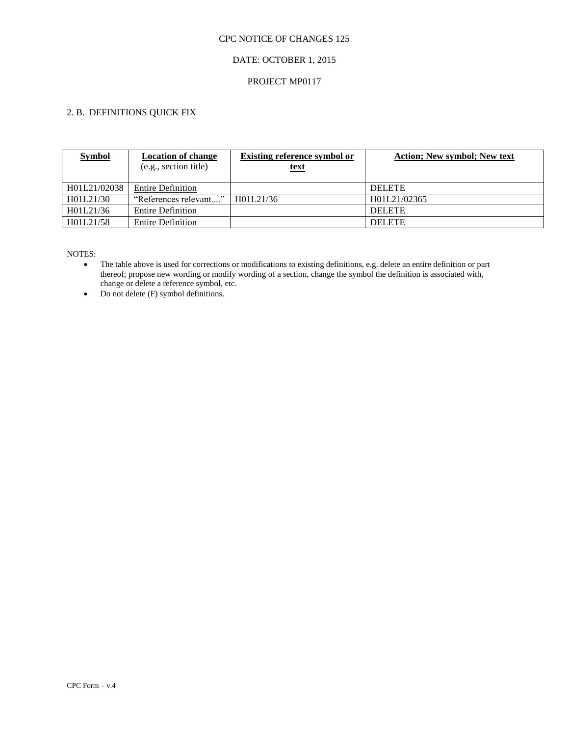CPC NOTICE OF CHANGES 125

DATE: OCTOBER 1, 2015

PROJECT MP0117

2. B. DEFINITIONS QUICK FIX

| **Symbol** | **Location of change** (e.g., section title) | **Existing reference symbol or text** | **Action; New symbol; New text** |
|---|---|---|---|
| H01L21/02038 | Entire Definition | | DELETE |
| H01L21/30 | “References relevant....” | H01L21/36 | H01L21/02365 |
| H01L21/36 | Entire Definition | | DELETE |
| H01L21/58 | Entire Definition | | DELETE |

NOTES:

- The table above is used for corrections or modifications to existing definitions, e.g. delete an entire definition or part thereof; propose new wording or modify wording of a section, change the symbol the definition is associated with, change or delete a reference symbol, etc.
- Do not delete (F) symbol definitions.

CPC Form – v.4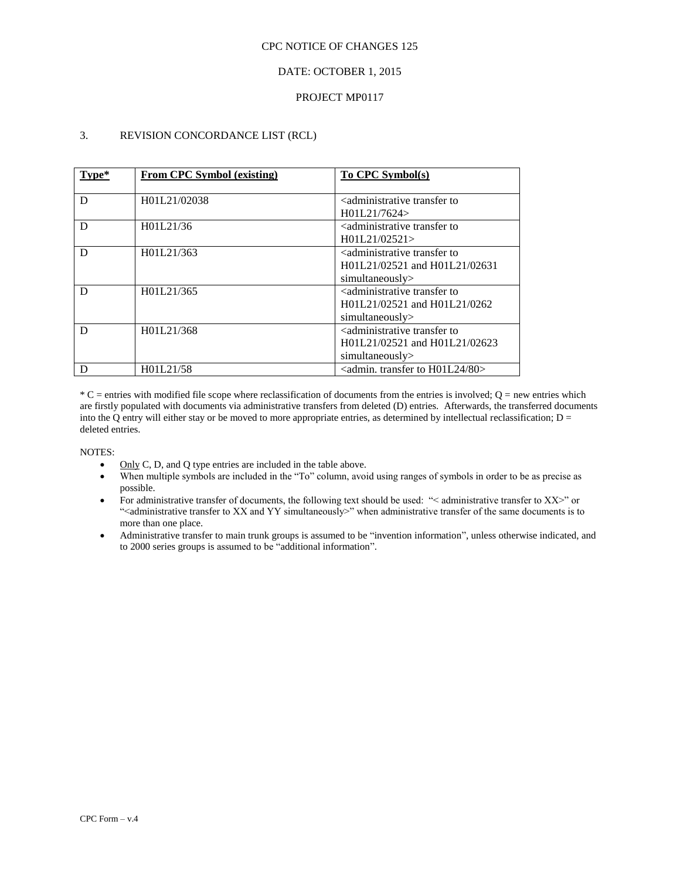CPC NOTICE OF CHANGES 125

DATE: OCTOBER 1, 2015

PROJECT MP0117

## 3. REVISION CONCORDANCE LIST (RCL)

| Type* | From CPC Symbol (existing) | To CPC Symbol(s) |
|---|---|---|
| D | H01L21/02038 | <administrative transfer to H01L21/7624> |
| D | H01L21/36 | <administrative transfer to H01L21/02521> |
| D | H01L21/363 | <administrative transfer to H01L21/02521 and H01L21/02631 simultaneously> |
| D | H01L21/365 | <administrative transfer to H01L21/02521 and H01L21/0262 simultaneously> |
| D | H01L21/368 | <administrative transfer to H01L21/02521 and H01L21/02623 simultaneously> |
| D | H01L21/58 | <admin. transfer to H01L24/80> |

* C = entries with modified file scope where reclassification of documents from the entries is involved; Q = new entries which are firstly populated with documents via administrative transfers from deleted (D) entries. Afterwards, the transferred documents into the Q entry will either stay or be moved to more appropriate entries, as determined by intellectual reclassification; D = deleted entries.

NOTES:

- Only C, D, and Q type entries are included in the table above.
- When multiple symbols are included in the "To" column, avoid using ranges of symbols in order to be as precise as possible.
- For administrative transfer of documents, the following text should be used: "< administrative transfer to XX>" or "<administrative transfer to XX and YY simultaneously>" when administrative transfer of the same documents is to more than one place.
- Administrative transfer to main trunk groups is assumed to be "invention information", unless otherwise indicated, and to 2000 series groups is assumed to be "additional information".

CPC Form – v.4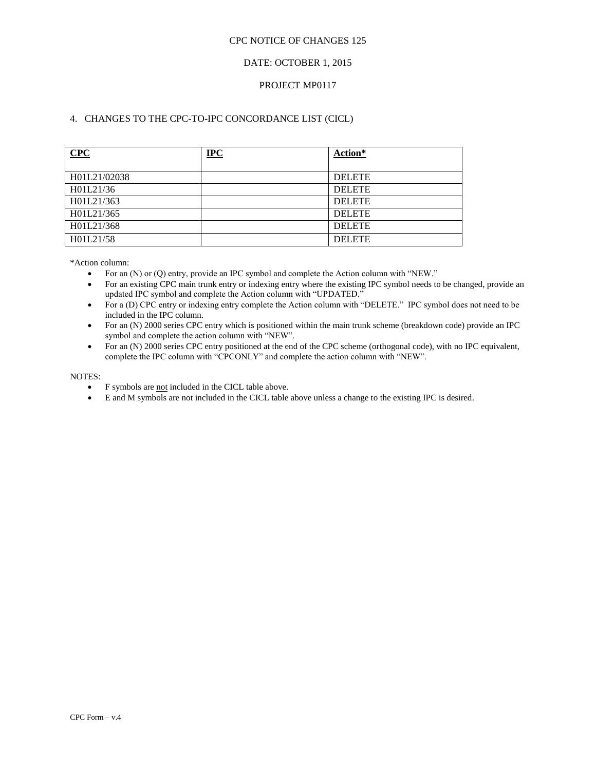CPC NOTICE OF CHANGES 125

DATE: OCTOBER 1, 2015

PROJECT MP0117

## 4. CHANGES TO THE CPC-TO-IPC CONCORDANCE LIST (CICL)

| **CPC** | **IPC** | **Action*** |
|---|---|---|
| H01L21/02038 | | DELETE |
| H01L21/36 | | DELETE |
| H01L21/363 | | DELETE |
| H01L21/365 | | DELETE |
| H01L21/368 | | DELETE |
| H01L21/58 | | DELETE |

*Action column:

- For an (N) or (Q) entry, provide an IPC symbol and complete the Action column with "NEW."
- For an existing CPC main trunk entry or indexing entry where the existing IPC symbol needs to be changed, provide an updated IPC symbol and complete the Action column with "UPDATED."
- For a (D) CPC entry or indexing entry complete the Action column with "DELETE." IPC symbol does not need to be included in the IPC column.
- For an (N) 2000 series CPC entry which is positioned within the main trunk scheme (breakdown code) provide an IPC symbol and complete the action column with "NEW".
- For an (N) 2000 series CPC entry positioned at the end of the CPC scheme (orthogonal code), with no IPC equivalent, complete the IPC column with "CPCONLY" and complete the action column with "NEW".

NOTES:

- F symbols are not included in the CICL table above.
- E and M symbols are not included in the CICL table above unless a change to the existing IPC is desired.

CPC Form – v.4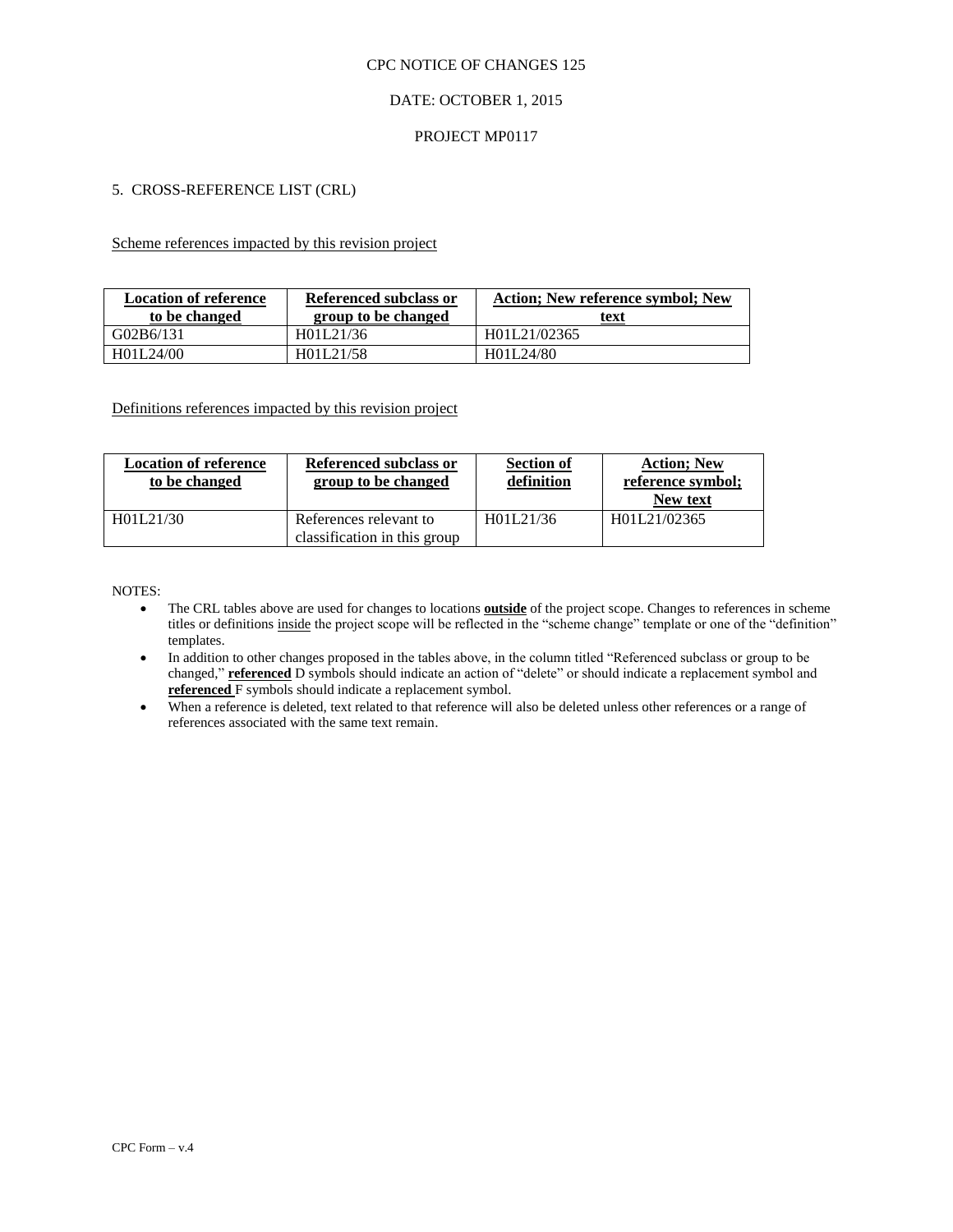CPC NOTICE OF CHANGES 125

DATE: OCTOBER 1, 2015

PROJECT MP0117

5. CROSS-REFERENCE LIST (CRL)

Scheme references impacted by this revision project

| Location of reference to be changed | Referenced subclass or group to be changed | Action; New reference symbol; New text |
|---|---|---|
| G02B6/131 | H01L21/36 | H01L21/02365 |
| H01L24/00 | H01L21/58 | H01L24/80 |

Definitions references impacted by this revision project

| Location of reference to be changed | Referenced subclass or group to be changed | Section of definition | Action; New reference symbol; New text |
|---|---|---|---|
| H01L21/30 | References relevant to classification in this group | H01L21/36 | H01L21/02365 |

NOTES:

- The CRL tables above are used for changes to locations **outside** of the project scope. Changes to references in scheme titles or definitions inside the project scope will be reflected in the "scheme change" template or one of the "definition" templates.
- In addition to other changes proposed in the tables above, in the column titled "Referenced subclass or group to be changed," **referenced** D symbols should indicate an action of "delete" or should indicate a replacement symbol and **referenced** F symbols should indicate a replacement symbol.
- When a reference is deleted, text related to that reference will also be deleted unless other references or a range of references associated with the same text remain.

CPC Form – v.4